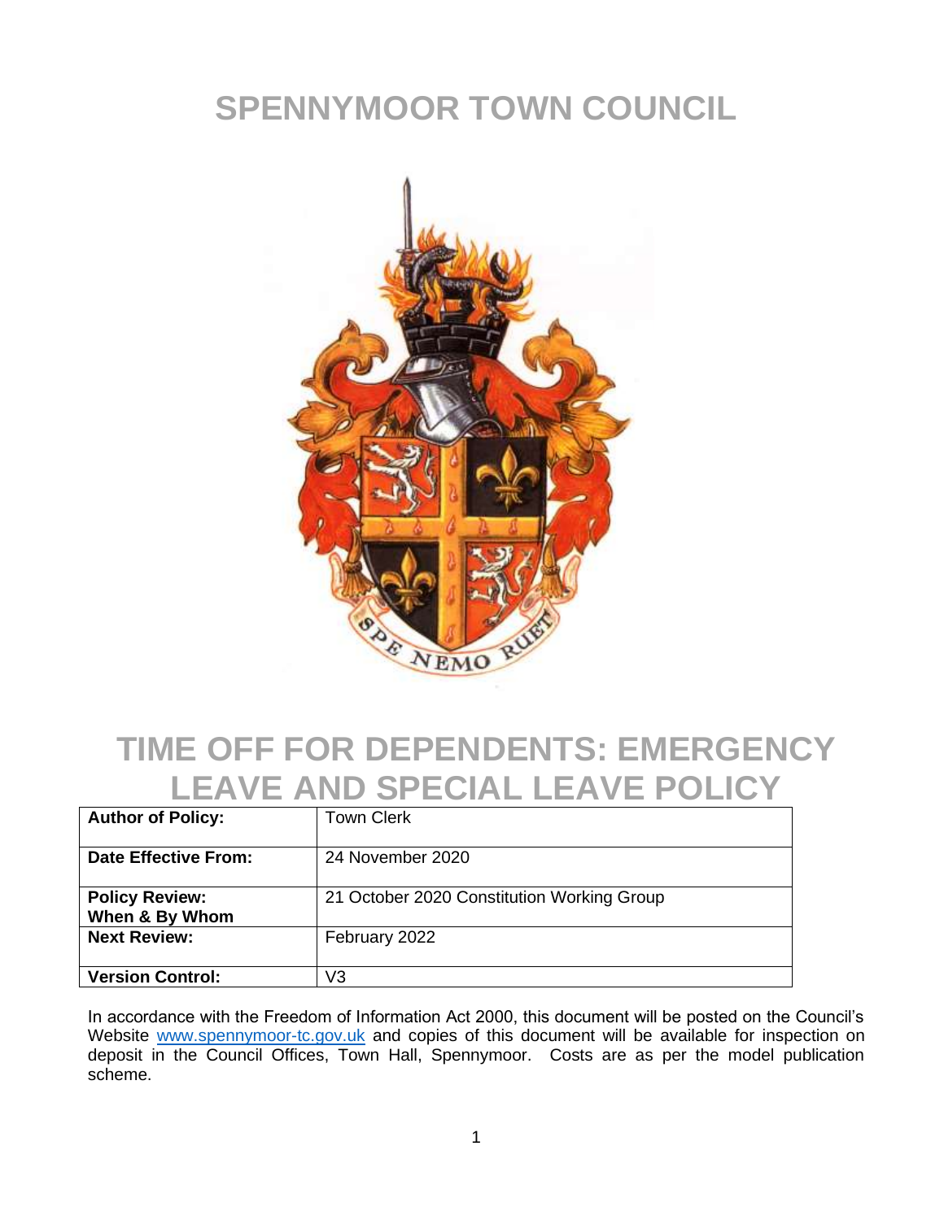# SPENNYMOOR TOWN COUNCIL

# TIME OFF FOR DEPENDENTS: EMERGENCY LEAVE AND SPECIAL LEAVE POLICY

| **Author of Policy:** | Town Clerk |
|---|---|
| **Date Effective From:** | 24 November 2020 |
| **Policy Review: When & By Whom** | 21 October 2020 Constitution Working Group |
| **Next Review:** | February 2022 |
| **Version Control:** | V3 |

In accordance with the Freedom of Information Act 2000, this document will be posted on the Council's Website www.spennymoor-tc.gov.uk and copies of this document will be available for inspection on deposit in the Council Offices, Town Hall, Spennymoor. Costs are as per the model publication scheme.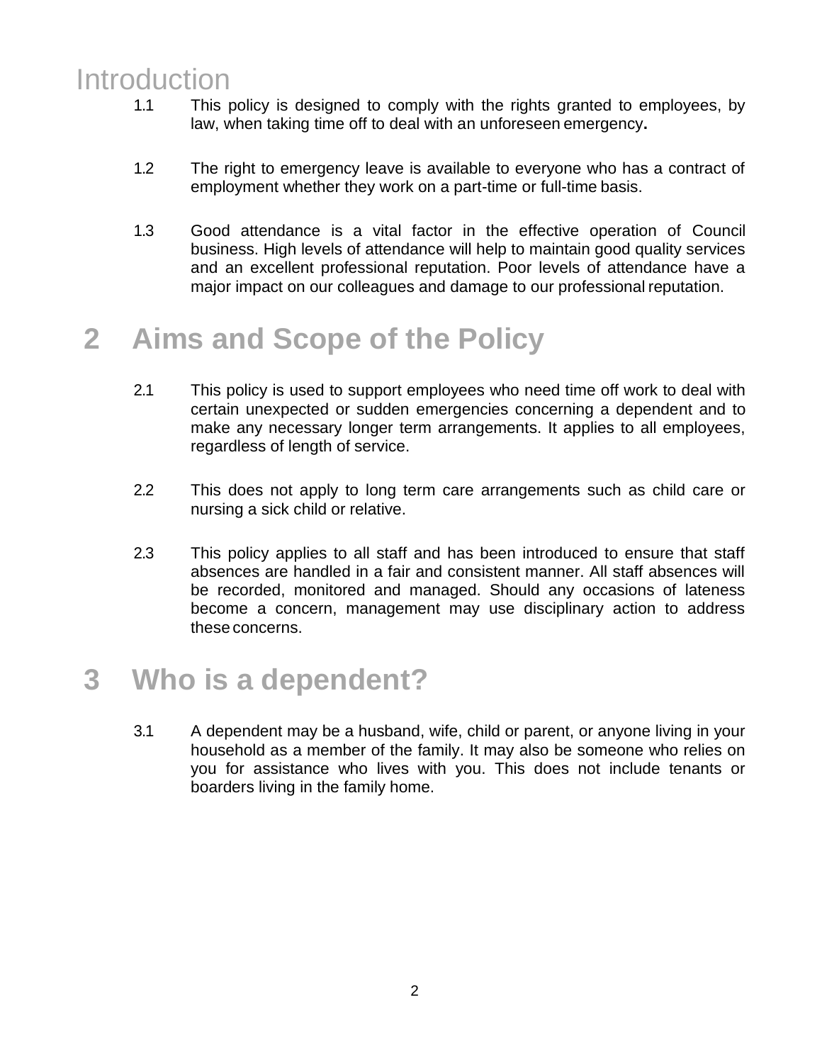# Introduction

1.1 This policy is designed to comply with the rights granted to employees, by law, when taking time off to deal with an unforeseen emergency**.**

1.2 The right to emergency leave is available to everyone who has a contract of employment whether they work on a part-time or full-time basis.

1.3 Good attendance is a vital factor in the effective operation of Council business. High levels of attendance will help to maintain good quality services and an excellent professional reputation. Poor levels of attendance have a major impact on our colleagues and damage to our professional reputation.

# 2 Aims and Scope of the Policy

2.1 This policy is used to support employees who need time off work to deal with certain unexpected or sudden emergencies concerning a dependent and to make any necessary longer term arrangements. It applies to all employees, regardless of length of service.

2.2 This does not apply to long term care arrangements such as child care or nursing a sick child or relative.

2.3 This policy applies to all staff and has been introduced to ensure that staff absences are handled in a fair and consistent manner. All staff absences will be recorded, monitored and managed. Should any occasions of lateness become a concern, management may use disciplinary action to address these concerns.

# 3 Who is a dependent?

3.1 A dependent may be a husband, wife, child or parent, or anyone living in your household as a member of the family. It may also be someone who relies on you for assistance who lives with you. This does not include tenants or boarders living in the family home.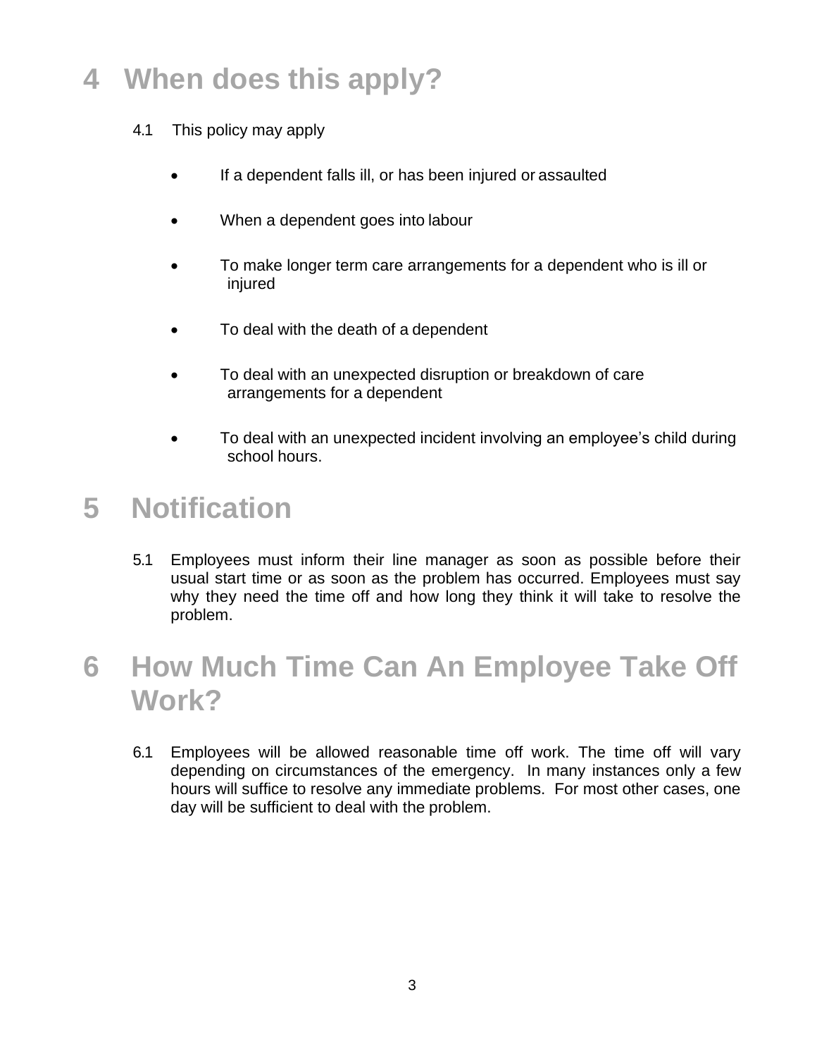# 4 When does this apply?

4.1 This policy may apply

- If a dependent falls ill, or has been injured or assaulted
- When a dependent goes into labour
- To make longer term care arrangements for a dependent who is ill or injured
- To deal with the death of a dependent
- To deal with an unexpected disruption or breakdown of care arrangements for a dependent
- To deal with an unexpected incident involving an employee's child during school hours.

# 5 Notification

5.1 Employees must inform their line manager as soon as possible before their usual start time or as soon as the problem has occurred. Employees must say why they need the time off and how long they think it will take to resolve the problem.

# 6 How Much Time Can An Employee Take Off Work?

6.1 Employees will be allowed reasonable time off work. The time off will vary depending on circumstances of the emergency. In many instances only a few hours will suffice to resolve any immediate problems. For most other cases, one day will be sufficient to deal with the problem.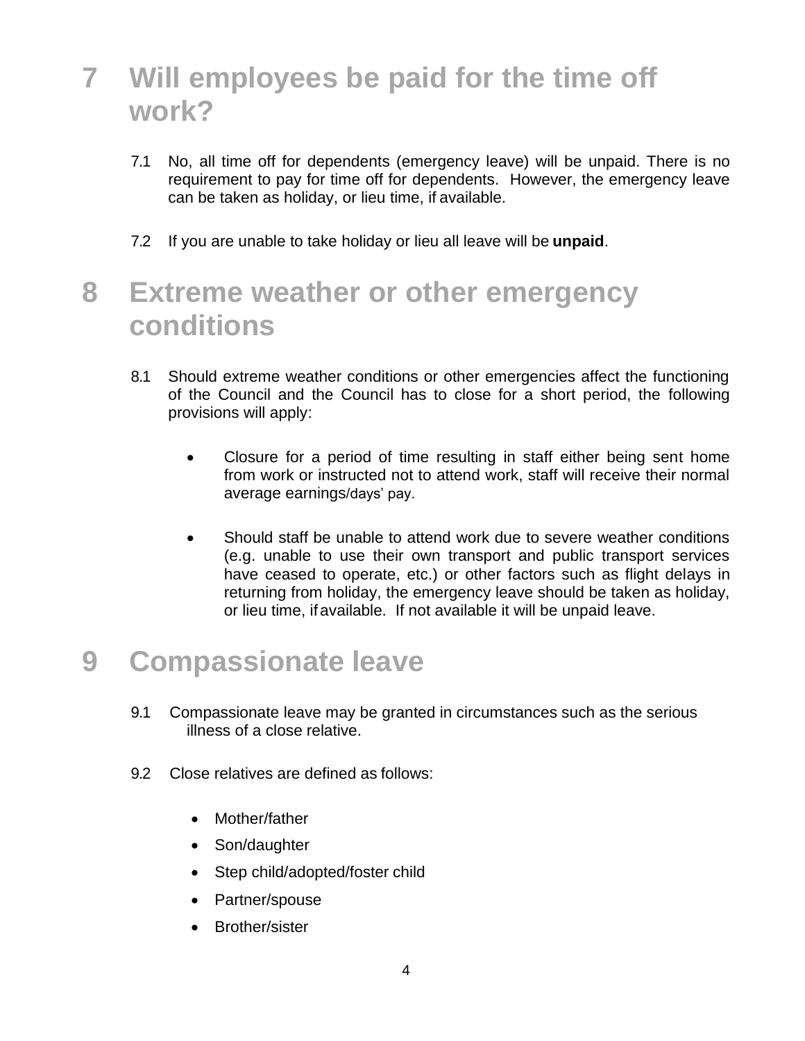# 7 Will employees be paid for the time off work?

7.1 No, all time off for dependents (emergency leave) will be unpaid. There is no requirement to pay for time off for dependents. However, the emergency leave can be taken as holiday, or lieu time, if available.

7.2 If you are unable to take holiday or lieu all leave will be **unpaid**.

# 8 Extreme weather or other emergency conditions

8.1 Should extreme weather conditions or other emergencies affect the functioning of the Council and the Council has to close for a short period, the following provisions will apply:

- Closure for a period of time resulting in staff either being sent home from work or instructed not to attend work, staff will receive their normal average earnings/days' pay.

- Should staff be unable to attend work due to severe weather conditions (e.g. unable to use their own transport and public transport services have ceased to operate, etc.) or other factors such as flight delays in returning from holiday, the emergency leave should be taken as holiday, or lieu time, if available. If not available it will be unpaid leave.

# 9 Compassionate leave

9.1 Compassionate leave may be granted in circumstances such as the serious illness of a close relative.

9.2 Close relatives are defined as follows:

- Mother/father
- Son/daughter
- Step child/adopted/foster child
- Partner/spouse
- Brother/sister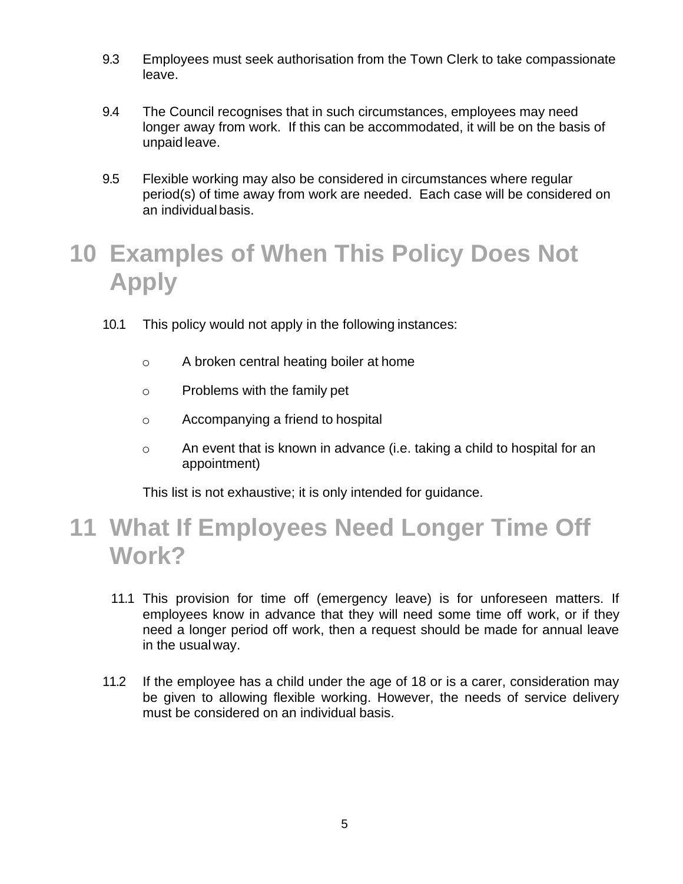9.3 Employees must seek authorisation from the Town Clerk to take compassionate leave.

9.4 The Council recognises that in such circumstances, employees may need longer away from work. If this can be accommodated, it will be on the basis of unpaid leave.

9.5 Flexible working may also be considered in circumstances where regular period(s) of time away from work are needed. Each case will be considered on an individual basis.

# 10 Examples of When This Policy Does Not Apply

10.1 This policy would not apply in the following instances:

- A broken central heating boiler at home
- Problems with the family pet
- Accompanying a friend to hospital
- An event that is known in advance (i.e. taking a child to hospital for an appointment)

This list is not exhaustive; it is only intended for guidance.

# 11 What If Employees Need Longer Time Off Work?

11.1 This provision for time off (emergency leave) is for unforeseen matters. If employees know in advance that they will need some time off work, or if they need a longer period off work, then a request should be made for annual leave in the usual way.

11.2 If the employee has a child under the age of 18 or is a carer, consideration may be given to allowing flexible working. However, the needs of service delivery must be considered on an individual basis.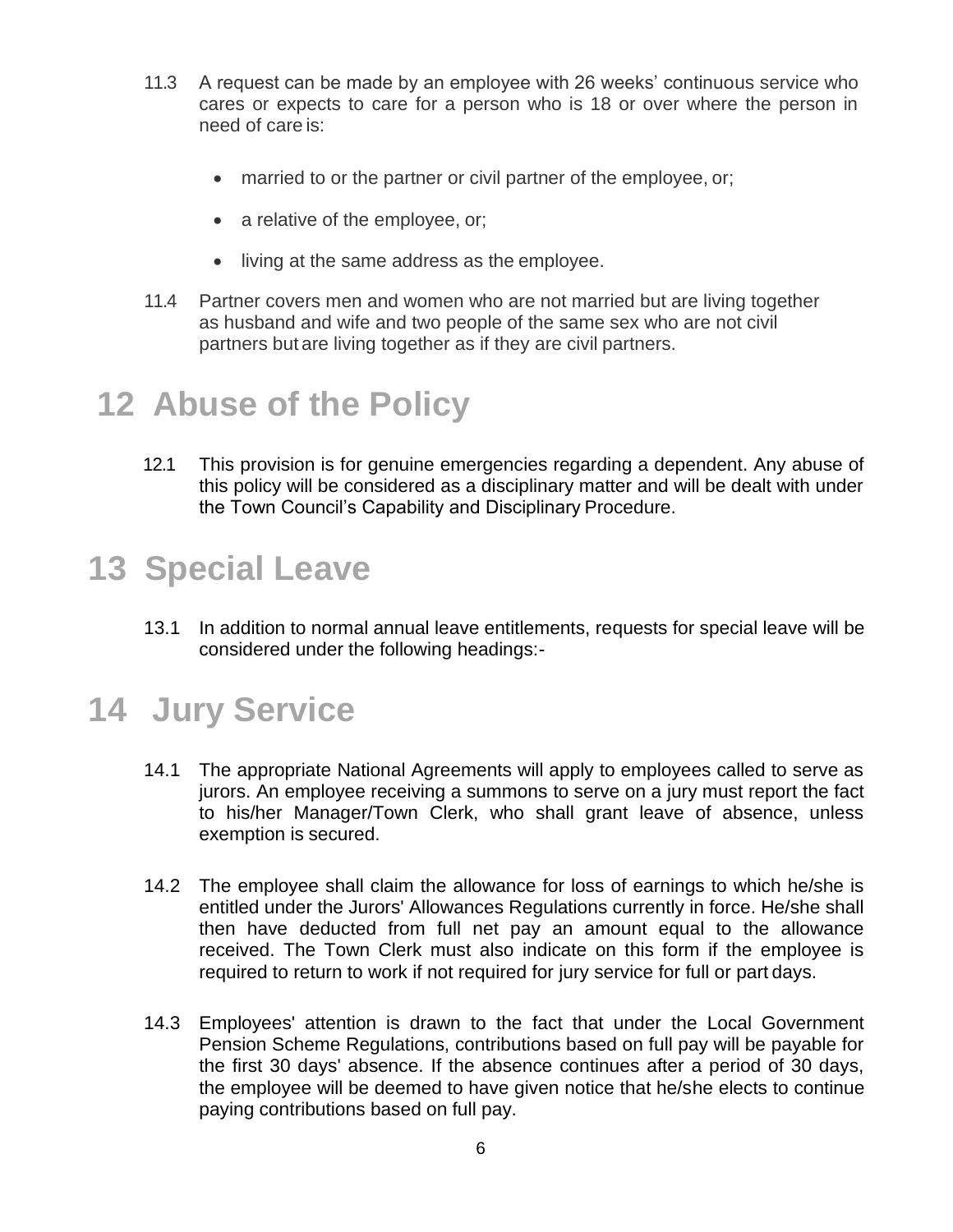11.3 A request can be made by an employee with 26 weeks' continuous service who cares or expects to care for a person who is 18 or over where the person in need of care is:

- married to or the partner or civil partner of the employee, or;
- a relative of the employee, or;
- living at the same address as the employee.

11.4 Partner covers men and women who are not married but are living together as husband and wife and two people of the same sex who are not civil partners but are living together as if they are civil partners.

# 12 Abuse of the Policy

12.1 This provision is for genuine emergencies regarding a dependent. Any abuse of this policy will be considered as a disciplinary matter and will be dealt with under the Town Council's Capability and Disciplinary Procedure.

# 13 Special Leave

13.1 In addition to normal annual leave entitlements, requests for special leave will be considered under the following headings:-

# 14 Jury Service

14.1 The appropriate National Agreements will apply to employees called to serve as jurors. An employee receiving a summons to serve on a jury must report the fact to his/her Manager/Town Clerk, who shall grant leave of absence, unless exemption is secured.

14.2 The employee shall claim the allowance for loss of earnings to which he/she is entitled under the Jurors' Allowances Regulations currently in force. He/she shall then have deducted from full net pay an amount equal to the allowance received. The Town Clerk must also indicate on this form if the employee is required to return to work if not required for jury service for full or part days.

14.3 Employees' attention is drawn to the fact that under the Local Government Pension Scheme Regulations, contributions based on full pay will be payable for the first 30 days' absence. If the absence continues after a period of 30 days, the employee will be deemed to have given notice that he/she elects to continue paying contributions based on full pay.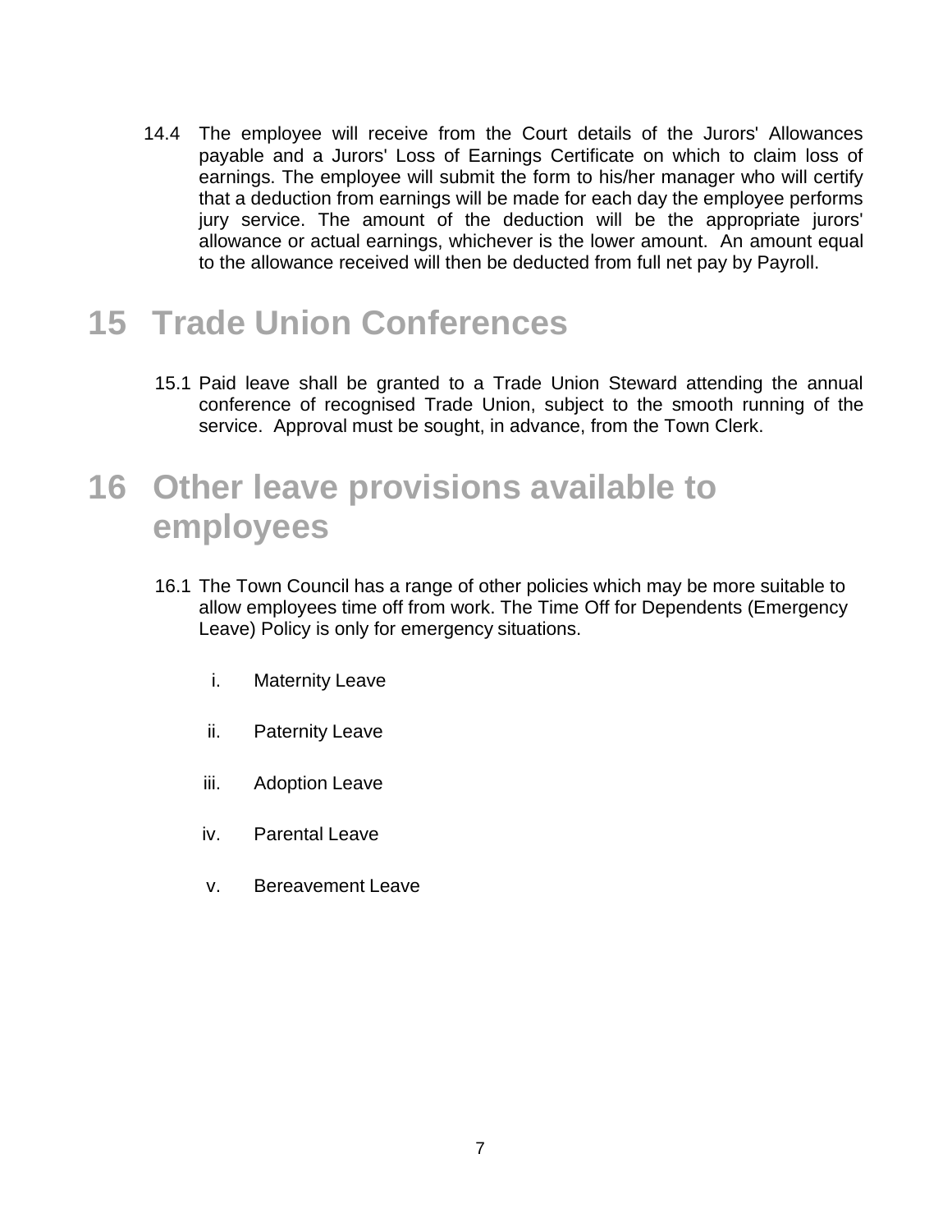14.4 The employee will receive from the Court details of the Jurors' Allowances payable and a Jurors' Loss of Earnings Certificate on which to claim loss of earnings. The employee will submit the form to his/her manager who will certify that a deduction from earnings will be made for each day the employee performs jury service. The amount of the deduction will be the appropriate jurors' allowance or actual earnings, whichever is the lower amount. An amount equal to the allowance received will then be deducted from full net pay by Payroll.

# 15 Trade Union Conferences

15.1 Paid leave shall be granted to a Trade Union Steward attending the annual conference of recognised Trade Union, subject to the smooth running of the service. Approval must be sought, in advance, from the Town Clerk.

# 16 Other leave provisions available to employees

16.1 The Town Council has a range of other policies which may be more suitable to allow employees time off from work. The Time Off for Dependents (Emergency Leave) Policy is only for emergency situations.

i. Maternity Leave

ii. Paternity Leave

iii. Adoption Leave

iv. Parental Leave

v. Bereavement Leave